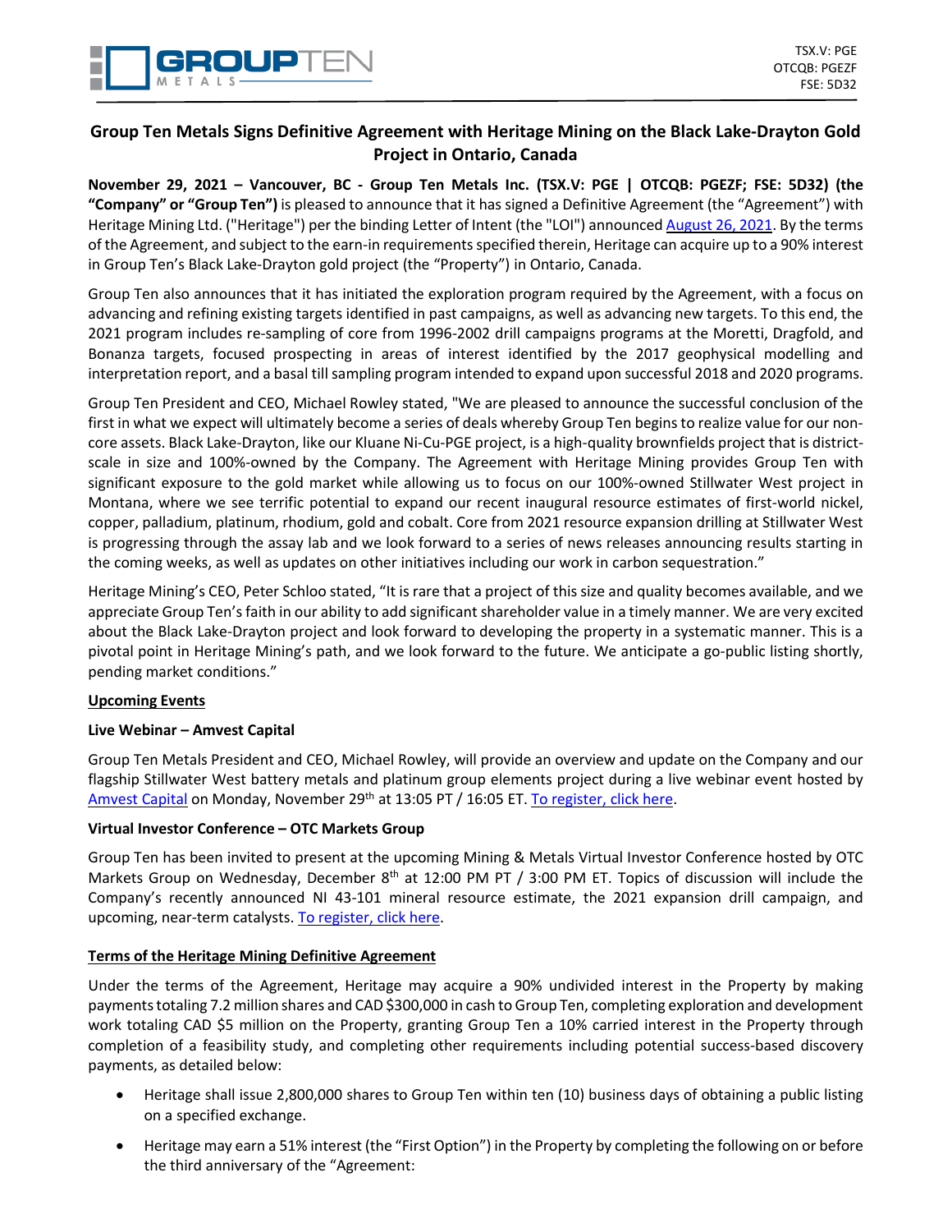TSX.V: PGE
OTCQB: PGEZF
FSE: 5D32

# Group Ten Metals Signs Definitive Agreement with Heritage Mining on the Black Lake-Drayton Gold Project in Ontario, Canada

**November 29, 2021 – Vancouver, BC - Group Ten Metals Inc. (TSX.V: PGE | OTCQB: PGEZF; FSE: 5D32) (the "Company" or "Group Ten")** is pleased to announce that it has signed a Definitive Agreement (the "Agreement") with Heritage Mining Ltd. ("Heritage") per the binding Letter of Intent (the "LOI") announced August 26, 2021. By the terms of the Agreement, and subject to the earn-in requirements specified therein, Heritage can acquire up to a 90% interest in Group Ten's Black Lake-Drayton gold project (the "Property") in Ontario, Canada.

Group Ten also announces that it has initiated the exploration program required by the Agreement, with a focus on advancing and refining existing targets identified in past campaigns, as well as advancing new targets. To this end, the 2021 program includes re-sampling of core from 1996-2002 drill campaigns programs at the Moretti, Dragfold, and Bonanza targets, focused prospecting in areas of interest identified by the 2017 geophysical modelling and interpretation report, and a basal till sampling program intended to expand upon successful 2018 and 2020 programs.

Group Ten President and CEO, Michael Rowley stated, "We are pleased to announce the successful conclusion of the first in what we expect will ultimately become a series of deals whereby Group Ten begins to realize value for our non-core assets. Black Lake-Drayton, like our Kluane Ni-Cu-PGE project, is a high-quality brownfields project that is district-scale in size and 100%-owned by the Company. The Agreement with Heritage Mining provides Group Ten with significant exposure to the gold market while allowing us to focus on our 100%-owned Stillwater West project in Montana, where we see terrific potential to expand our recent inaugural resource estimates of first-world nickel, copper, palladium, platinum, rhodium, gold and cobalt. Core from 2021 resource expansion drilling at Stillwater West is progressing through the assay lab and we look forward to a series of news releases announcing results starting in the coming weeks, as well as updates on other initiatives including our work in carbon sequestration."

Heritage Mining's CEO, Peter Schloo stated, "It is rare that a project of this size and quality becomes available, and we appreciate Group Ten's faith in our ability to add significant shareholder value in a timely manner. We are very excited about the Black Lake-Drayton project and look forward to developing the property in a systematic manner. This is a pivotal point in Heritage Mining's path, and we look forward to the future. We anticipate a go-public listing shortly, pending market conditions."

## Upcoming Events

### Live Webinar – Amvest Capital

Group Ten Metals President and CEO, Michael Rowley, will provide an overview and update on the Company and our flagship Stillwater West battery metals and platinum group elements project during a live webinar event hosted by Amvest Capital on Monday, November 29th at 13:05 PT / 16:05 ET. To register, click here.

### Virtual Investor Conference – OTC Markets Group

Group Ten has been invited to present at the upcoming Mining & Metals Virtual Investor Conference hosted by OTC Markets Group on Wednesday, December 8th at 12:00 PM PT / 3:00 PM ET. Topics of discussion will include the Company's recently announced NI 43-101 mineral resource estimate, the 2021 expansion drill campaign, and upcoming, near-term catalysts. To register, click here.

## Terms of the Heritage Mining Definitive Agreement

Under the terms of the Agreement, Heritage may acquire a 90% undivided interest in the Property by making payments totaling 7.2 million shares and CAD $300,000 in cash to Group Ten, completing exploration and development work totaling CAD $5 million on the Property, granting Group Ten a 10% carried interest in the Property through completion of a feasibility study, and completing other requirements including potential success-based discovery payments, as detailed below:

- Heritage shall issue 2,800,000 shares to Group Ten within ten (10) business days of obtaining a public listing on a specified exchange.
- Heritage may earn a 51% interest (the "First Option") in the Property by completing the following on or before the third anniversary of the "Agreement: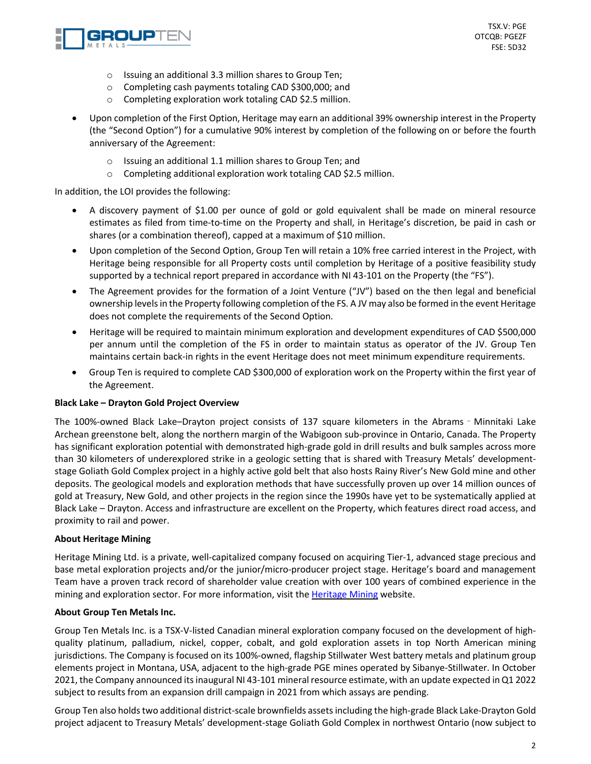- Issuing an additional 3.3 million shares to Group Ten;
    - Completing cash payments totaling CAD $300,000; and
    - Completing exploration work totaling CAD $2.5 million.
- Upon completion of the First Option, Heritage may earn an additional 39% ownership interest in the Property (the "Second Option") for a cumulative 90% interest by completion of the following on or before the fourth anniversary of the Agreement:
    - Issuing an additional 1.1 million shares to Group Ten; and
    - Completing additional exploration work totaling CAD $2.5 million.

In addition, the LOI provides the following:

- A discovery payment of $1.00 per ounce of gold or gold equivalent shall be made on mineral resource estimates as filed from time-to-time on the Property and shall, in Heritage's discretion, be paid in cash or shares (or a combination thereof), capped at a maximum of $10 million.
- Upon completion of the Second Option, Group Ten will retain a 10% free carried interest in the Project, with Heritage being responsible for all Property costs until completion by Heritage of a positive feasibility study supported by a technical report prepared in accordance with NI 43-101 on the Property (the "FS").
- The Agreement provides for the formation of a Joint Venture ("JV") based on the then legal and beneficial ownership levels in the Property following completion of the FS. A JV may also be formed in the event Heritage does not complete the requirements of the Second Option.
- Heritage will be required to maintain minimum exploration and development expenditures of CAD $500,000 per annum until the completion of the FS in order to maintain status as operator of the JV. Group Ten maintains certain back-in rights in the event Heritage does not meet minimum expenditure requirements.
- Group Ten is required to complete CAD $300,000 of exploration work on the Property within the first year of the Agreement.

**Black Lake – Drayton Gold Project Overview**

The 100%-owned Black Lake–Drayton project consists of 137 square kilometers in the Abrams‐Minnitaki Lake Archean greenstone belt, along the northern margin of the Wabigoon sub-province in Ontario, Canada. The Property has significant exploration potential with demonstrated high-grade gold in drill results and bulk samples across more than 30 kilometers of underexplored strike in a geologic setting that is shared with Treasury Metals' development-stage Goliath Gold Complex project in a highly active gold belt that also hosts Rainy River's New Gold mine and other deposits. The geological models and exploration methods that have successfully proven up over 14 million ounces of gold at Treasury, New Gold, and other projects in the region since the 1990s have yet to be systematically applied at Black Lake – Drayton. Access and infrastructure are excellent on the Property, which features direct road access, and proximity to rail and power.

**About Heritage Mining**

Heritage Mining Ltd. is a private, well-capitalized company focused on acquiring Tier-1, advanced stage precious and base metal exploration projects and/or the junior/micro-producer project stage. Heritage's board and management Team have a proven track record of shareholder value creation with over 100 years of combined experience in the mining and exploration sector. For more information, visit the [Heritage Mining] website.

**About Group Ten Metals Inc.**

Group Ten Metals Inc. is a TSX-V-listed Canadian mineral exploration company focused on the development of high-quality platinum, palladium, nickel, copper, cobalt, and gold exploration assets in top North American mining jurisdictions. The Company is focused on its 100%-owned, flagship Stillwater West battery metals and platinum group elements project in Montana, USA, adjacent to the high-grade PGE mines operated by Sibanye-Stillwater. In October 2021, the Company announced its inaugural NI 43-101 mineral resource estimate, with an update expected in Q1 2022 subject to results from an expansion drill campaign in 2021 from which assays are pending.

Group Ten also holds two additional district-scale brownfields assets including the high-grade Black Lake-Drayton Gold project adjacent to Treasury Metals' development-stage Goliath Gold Complex in northwest Ontario (now subject to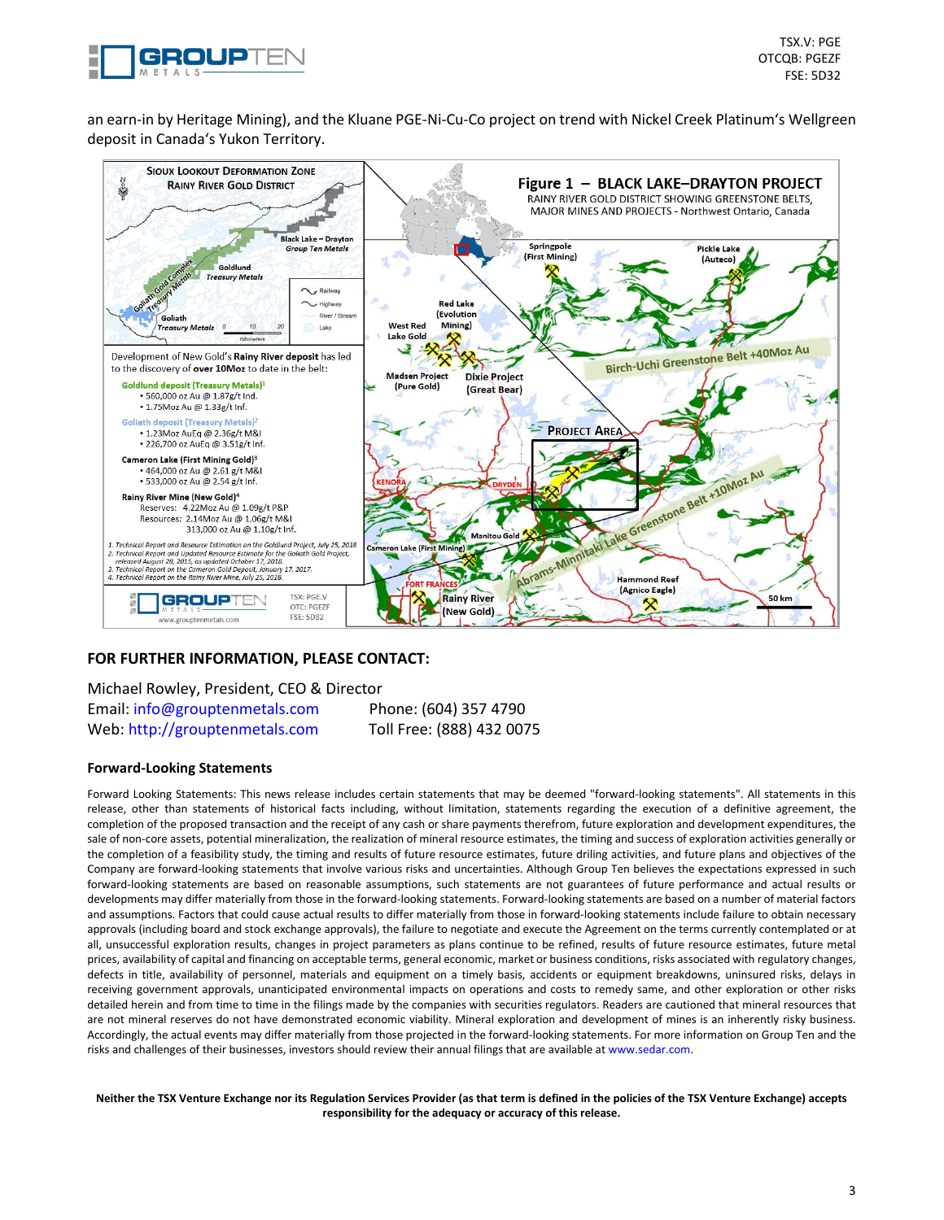an earn-in by Heritage Mining), and the Kluane PGE-Ni-Cu-Co project on trend with Nickel Creek Platinum's Wellgreen deposit in Canada's Yukon Territory.

Figure 1 – BLACK LAKE–DRAYTON PROJECT

RAINY RIVER GOLD DISTRICT SHOWING GREENSTONE BELTS, MAJOR MINES AND PROJECTS - Northwest Ontario, Canada

SIOUX LOOKOUT DEFORMATION ZONE

RAINY RIVER GOLD DISTRICT

Development of New Gold's **Rainy River deposit** has led to the discovery of **over 10Moz** to date in the belt:

**Goldlund deposit (Treasury Metals)[1]**
- 560,000 oz Au @ 1.87g/t Ind.
- 1.75Moz Au @ 1.33g/t Inf.

**Goliath deposit (Treasury Metals)[2]**
- 1.23Moz AuEq @ 2.36g/t M&I
- 226,700 oz AuEq @ 3.51g/t Inf.

**Cameron Lake (First Mining Gold)[3]**
- 464,000 oz Au @ 2.61 g/t M&I
- 533,000 oz Au @ 2.54 g/t Inf.

**Rainy River Mine (New Gold)[4]**

Reserves: 4.22Moz Au @ 1.09g/t P&P
Resources: 2.14Moz Au @ 1.06g/t M&I
313,000 oz Au @ 1.10g/t Inf.

1. Technical Report and Resource Estimation on the Goldlund Project, July 25, 2018
2. Technical Report and Updated Resource Estimate for the Goliath Gold Project, released August 28, 2015, as updated October 17, 2018.
3. Technical Report on the Cameron Gold Deposit, January 17, 2017.
4. Technical Report on the Rainy River Mine, July 25, 2018.

## FOR FURTHER INFORMATION, PLEASE CONTACT:

Michael Rowley, President, CEO & Director
Email: info@grouptenmetals.com Phone: (604) 357 4790
Web: http://grouptenmetals.com Toll Free: (888) 432 0075

### Forward-Looking Statements

Forward Looking Statements: This news release includes certain statements that may be deemed "forward-looking statements". All statements in this release, other than statements of historical facts including, without limitation, statements regarding the execution of a definitive agreement, the completion of the proposed transaction and the receipt of any cash or share payments therefrom, future exploration and development expenditures, the sale of non-core assets, potential mineralization, the realization of mineral resource estimates, the timing and success of exploration activities generally or the completion of a feasibility study, the timing and results of future resource estimates, future driling activities, and future plans and objectives of the Company are forward-looking statements that involve various risks and uncertainties. Although Group Ten believes the expectations expressed in such forward-looking statements are based on reasonable assumptions, such statements are not guarantees of future performance and actual results or developments may differ materially from those in the forward-looking statements. Forward-looking statements are based on a number of material factors and assumptions. Factors that could cause actual results to differ materially from those in forward-looking statements include failure to obtain necessary approvals (including board and stock exchange approvals), the failure to negotiate and execute the Agreement on the terms currently contemplated or at all, unsuccessful exploration results, changes in project parameters as plans continue to be refined, results of future resource estimates, future metal prices, availability of capital and financing on acceptable terms, general economic, market or business conditions, risks associated with regulatory changes, defects in title, availability of personnel, materials and equipment on a timely basis, accidents or equipment breakdowns, uninsured risks, delays in receiving government approvals, unanticipated environmental impacts on operations and costs to remedy same, and other exploration or other risks detailed herein and from time to time in the filings made by the companies with securities regulators. Readers are cautioned that mineral resources that are not mineral reserves do not have demonstrated economic viability. Mineral exploration and development of mines is an inherently risky business. Accordingly, the actual events may differ materially from those projected in the forward-looking statements. For more information on Group Ten and the risks and challenges of their businesses, investors should review their annual filings that are available at www.sedar.com.

**Neither the TSX Venture Exchange nor its Regulation Services Provider (as that term is defined in the policies of the TSX Venture Exchange) accepts responsibility for the adequacy or accuracy of this release.**